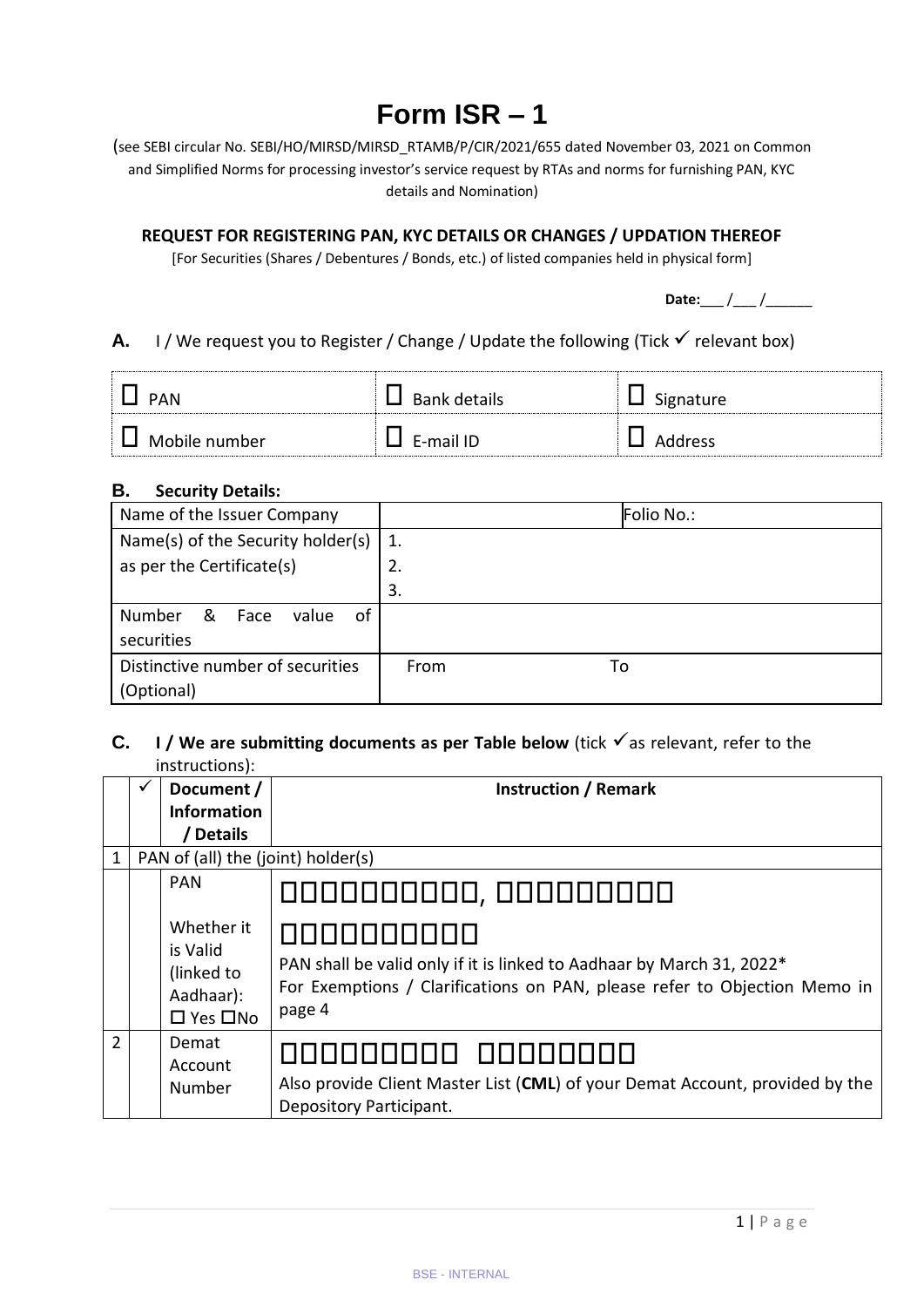# Form ISR – 1

(see SEBI circular No. SEBI/HO/MIRSD/MIRSD_RTAMB/P/CIR/2021/655 dated November 03, 2021 on Common and Simplified Norms for processing investor's service request by RTAs and norms for furnishing PAN, KYC details and Nomination)

**REQUEST FOR REGISTERING PAN, KYC DETAILS OR CHANGES / UPDATION THEREOF**

[For Securities (Shares / Debentures / Bonds, etc.) of listed companies held in physical form]

**Date:**___ /___ /______

**A.** I / We request you to Register / Change / Update the following (Tick ✓ relevant box)

| | | |
|---|---|---|
| ☐ PAN | ☐ Bank details | ☐ Signature |
| ☐ Mobile number | ☐ E-mail ID | ☐ Address |

**B. Security Details:**

| | | |
|---|---|---|
| Name of the Issuer Company | | Folio No.: |
| Name(s) of the Security holder(s) as per the Certificate(s) | 1.<br>2.<br>3. | |
| Number & Face value of securities | | |
| Distinctive number of securities (Optional) | From | To |

**C. I / We are submitting documents as per Table below** (tick ✓ as relevant, refer to the instructions):

| | ✓ | Document / Information / Details | Instruction / Remark |
|---|---|---|---|
| 1 | PAN of (all) the (joint) holder(s) | | |
| | | PAN<br><br>Whether it is Valid (linked to Aadhaar): ☐ Yes ☐No | ☐☐☐☐☐☐☐☐☐☐, ☐☐☐☐☐☐☐☐☐☐<br>☐☐☐☐☐☐☐☐☐☐<br>PAN shall be valid only if it is linked to Aadhaar by March 31, 2022*<br>For Exemptions / Clarifications on PAN, please refer to Objection Memo in page 4 |
| 2 | | Demat Account Number | ☐☐☐☐☐☐☐☐☐☐ ☐☐☐☐☐☐☐☐☐<br>Also provide Client Master List (**CML**) of your Demat Account, provided by the Depository Participant. |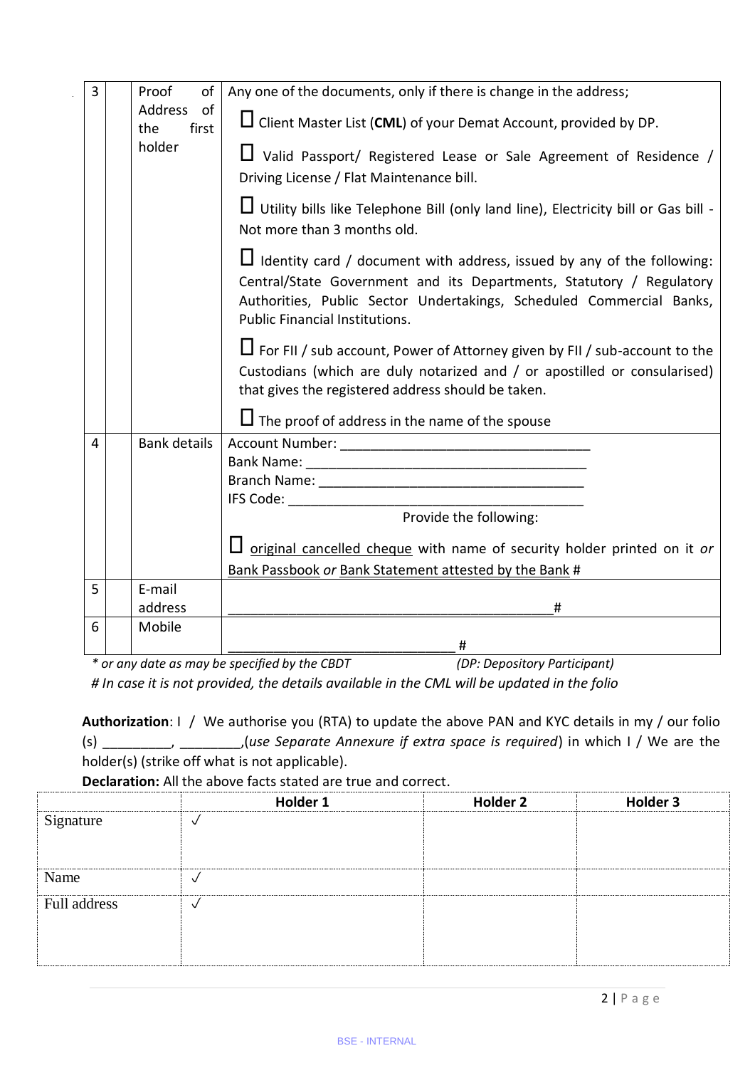| 3 | | Proof of Address of the first holder | Any one of the documents, only if there is change in the address;<br><br>☐ Client Master List (**CML**) of your Demat Account, provided by DP.<br><br>☐ Valid Passport/ Registered Lease or Sale Agreement of Residence / Driving License / Flat Maintenance bill.<br><br>☐ Utility bills like Telephone Bill (only land line), Electricity bill or Gas bill - Not more than 3 months old.<br><br>☐ Identity card / document with address, issued by any of the following: Central/State Government and its Departments, Statutory / Regulatory Authorities, Public Sector Undertakings, Scheduled Commercial Banks, Public Financial Institutions.<br><br>☐ For FII / sub account, Power of Attorney given by FII / sub-account to the Custodians (which are duly notarized and / or apostilled or consularised) that gives the registered address should be taken.<br><br>☐ The proof of address in the name of the spouse |
|---|---|---|---|
| 4 | | Bank details | Account Number: ________________________________<br>Bank Name: ____________________________________<br>Branch Name: __________________________________<br>IFS Code: _____________________________________<br>Provide the following:<br><br>☐ original cancelled cheque with name of security holder printed on it *or* Bank Passbook *or* Bank Statement attested by the Bank # |
| 5 | | E-mail address | ___________________________________________# |
| 6 | | Mobile | ______________________________ # |

*\* or any date as may be specified by the CBDT* *(DP: Depository Participant)*

*# In case it is not provided, the details available in the CML will be updated in the folio*

**Authorization**: I / We authorise you (RTA) to update the above PAN and KYC details in my / our folio (s) _________, ________,(*use Separate Annexure if extra space is required*) in which I / We are the holder(s) (strike off what is not applicable).

**Declaration:** All the above facts stated are true and correct.

| | Holder 1 | Holder 2 | Holder 3 |
|---|---|---|---|
| Signature | ✓ | | |
| Name | ✓ | | |
| Full address | ✓ | | |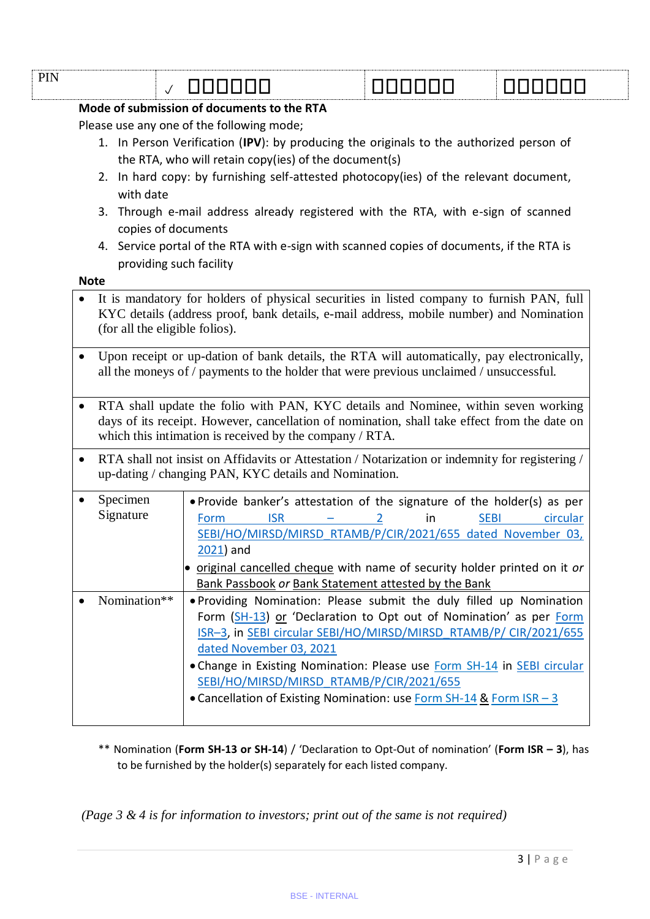| PIN | ✓ □□□□□□ | □□□□□□ | □□□□□□ |
|---|---|---|---|

**Mode of submission of documents to the RTA**

Please use any one of the following mode;

1. In Person Verification (**IPV**): by producing the originals to the authorized person of the RTA, who will retain copy(ies) of the document(s)
2. In hard copy: by furnishing self-attested photocopy(ies) of the relevant document, with date
3. Through e-mail address already registered with the RTA, with e-sign of scanned copies of documents
4. Service portal of the RTA with e-sign with scanned copies of documents, if the RTA is providing such facility

**Note**

| | |
|---|---|
| • It is mandatory for holders of physical securities in listed company to furnish PAN, full KYC details (address proof, bank details, e-mail address, mobile number) and Nomination (for all the eligible folios). | |
| • Upon receipt or up-dation of bank details, the RTA will automatically, pay electronically, all the moneys of / payments to the holder that were previous unclaimed / unsuccessful. | |
| • RTA shall update the folio with PAN, KYC details and Nominee, within seven working days of its receipt. However, cancellation of nomination, shall take effect from the date on which this intimation is received by the company / RTA. | |
| • RTA shall not insist on Affidavits or Attestation / Notarization or indemnity for registering / up-dating / changing PAN, KYC details and Nomination. | |
| • Specimen Signature | • Provide banker's attestation of the signature of the holder(s) as per Form ISR – 2 in SEBI circular SEBI/HO/MIRSD/MIRSD_RTAMB/P/CIR/2021/655 dated November 03, 2021) and<br>• original cancelled cheque with name of security holder printed on it *or* Bank Passbook *or* Bank Statement attested by the Bank |
| • Nomination** | • Providing Nomination: Please submit the duly filled up Nomination Form (SH-13) or 'Declaration to Opt out of Nomination' as per Form ISR–3, in SEBI circular SEBI/HO/MIRSD/MIRSD_RTAMB/P/ CIR/2021/655 dated November 03, 2021<br>• Change in Existing Nomination: Please use Form SH-14 in SEBI circular SEBI/HO/MIRSD/MIRSD_RTAMB/P/CIR/2021/655<br>• Cancellation of Existing Nomination: use Form SH-14 & Form ISR – 3 |

** Nomination (**Form SH-13 or SH-14**) / 'Declaration to Opt-Out of nomination' (**Form ISR – 3**), has to be furnished by the holder(s) separately for each listed company.

*(Page 3 & 4 is for information to investors; print out of the same is not required)*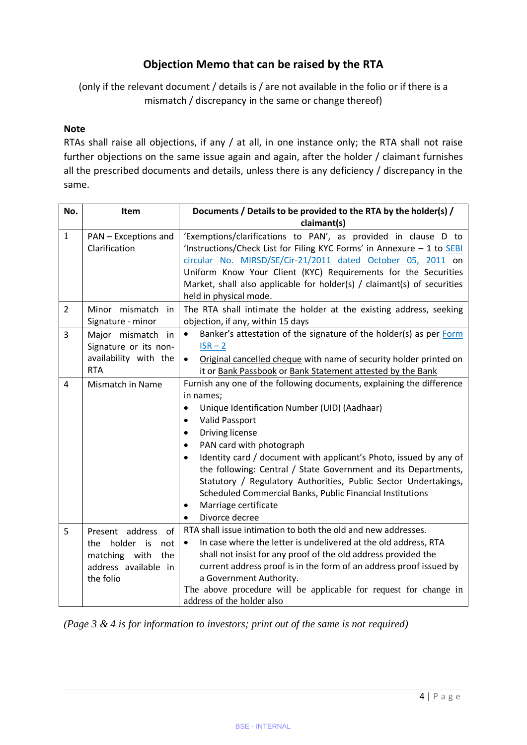## Objection Memo that can be raised by the RTA

(only if the relevant document / details is / are not available in the folio or if there is a mismatch / discrepancy in the same or change thereof)

**Note**

RTAs shall raise all objections, if any / at all, in one instance only; the RTA shall not raise further objections on the same issue again and again, after the holder / claimant furnishes all the prescribed documents and details, unless there is any deficiency / discrepancy in the same.

| No. | Item | Documents / Details to be provided to the RTA by the holder(s) / claimant(s) |
|---|---|---|
| 1 | PAN – Exceptions and Clarification | 'Exemptions/clarifications to PAN', as provided in clause D to 'Instructions/Check List for Filing KYC Forms' in Annexure – 1 to SEBI circular No. MIRSD/SE/Cir-21/2011 dated October 05, 2011 on Uniform Know Your Client (KYC) Requirements for the Securities Market, shall also applicable for holder(s) / claimant(s) of securities held in physical mode. |
| 2 | Minor mismatch in Signature - minor | The RTA shall intimate the holder at the existing address, seeking objection, if any, within 15 days |
| 3 | Major mismatch in Signature or its non-availability with the RTA | • Banker's attestation of the signature of the holder(s) as per Form ISR – 2<br>• Original cancelled cheque with name of security holder printed on it or Bank Passbook or Bank Statement attested by the Bank |
| 4 | Mismatch in Name | Furnish any one of the following documents, explaining the difference in names;<br>• Unique Identification Number (UID) (Aadhaar)<br>• Valid Passport<br>• Driving license<br>• PAN card with photograph<br>• Identity card / document with applicant's Photo, issued by any of the following: Central / State Government and its Departments, Statutory / Regulatory Authorities, Public Sector Undertakings, Scheduled Commercial Banks, Public Financial Institutions<br>• Marriage certificate<br>• Divorce decree |
| 5 | Present address of the holder is not matching with the address available in the folio | RTA shall issue intimation to both the old and new addresses.<br>• In case where the letter is undelivered at the old address, RTA shall not insist for any proof of the old address provided the current address proof is in the form of an address proof issued by a Government Authority.<br>The above procedure will be applicable for request for change in address of the holder also |

*(Page 3 & 4 is for information to investors; print out of the same is not required)*